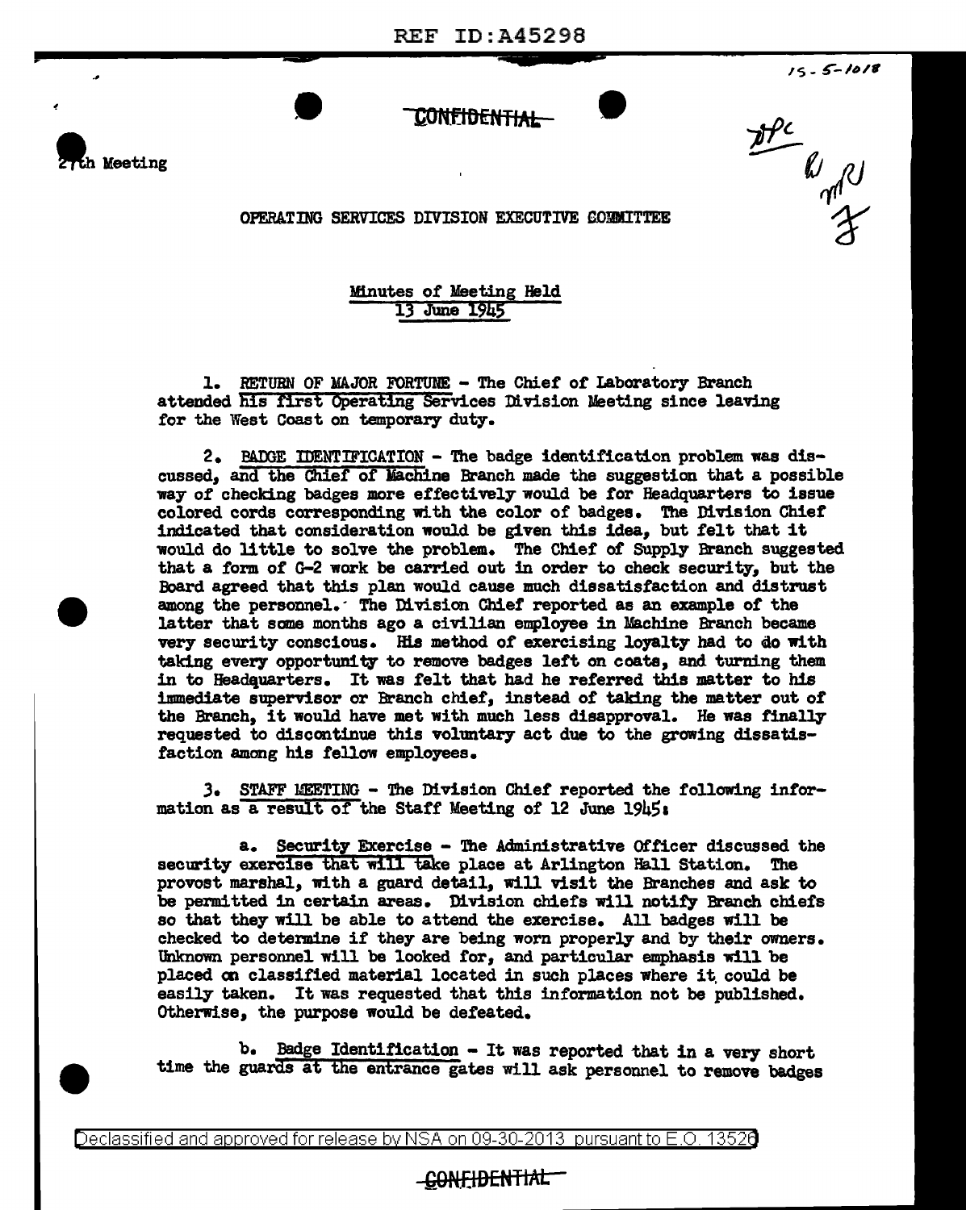REF ID:A45298

15-5-1018

CONFIDENTIAL

27th Meeting

OPERATING SERVICES DIVISION EXECUTIVE COMMITTEE

Minutes of Meeting Held
13 June 1945

1. RETURN OF MAJOR FORTUNE - The Chief of Laboratory Branch attended his first Operating Services Division Meeting since leaving for the West Coast on temporary duty.

2. BADGE IDENTIFICATION - The badge identification problem was discussed, and the Chief of Machine Branch made the suggestion that a possible way of checking badges more effectively would be for Headquarters to issue colored cords corresponding with the color of badges. The Division Chief indicated that consideration would be given this idea, but felt that it would do little to solve the problem. The Chief of Supply Branch suggested that a form of G-2 work be carried out in order to check security, but the Board agreed that this plan would cause much dissatisfaction and distrust among the personnel. The Division Chief reported as an example of the latter that some months ago a civilian employee in Machine Branch became very security conscious. His method of exercising loyalty had to do with taking every opportunity to remove badges left on coats, and turning them in to Headquarters. It was felt that had he referred this matter to his immediate supervisor or Branch chief, instead of taking the matter out of the Branch, it would have met with much less disapproval. He was finally requested to discontinue this voluntary act due to the growing dissatisfaction among his fellow employees.

3. STAFF MEETING - The Division Chief reported the following information as a result of the Staff Meeting of 12 June 1945:

a. Security Exercise - The Administrative Officer discussed the security exercise that will take place at Arlington Hall Station. The provost marshal, with a guard detail, will visit the Branches and ask to be permitted in certain areas. Division chiefs will notify Branch chiefs so that they will be able to attend the exercise. All badges will be checked to determine if they are being worn properly and by their owners. Unknown personnel will be looked for, and particular emphasis will be placed on classified material located in such places where it could be easily taken. It was requested that this information not be published. Otherwise, the purpose would be defeated.

b. Badge Identification - It was reported that in a very short time the guards at the entrance gates will ask personnel to remove badges

Declassified and approved for release by NSA on 09-30-2013 pursuant to E.O. 13526

CONFIDENTIAL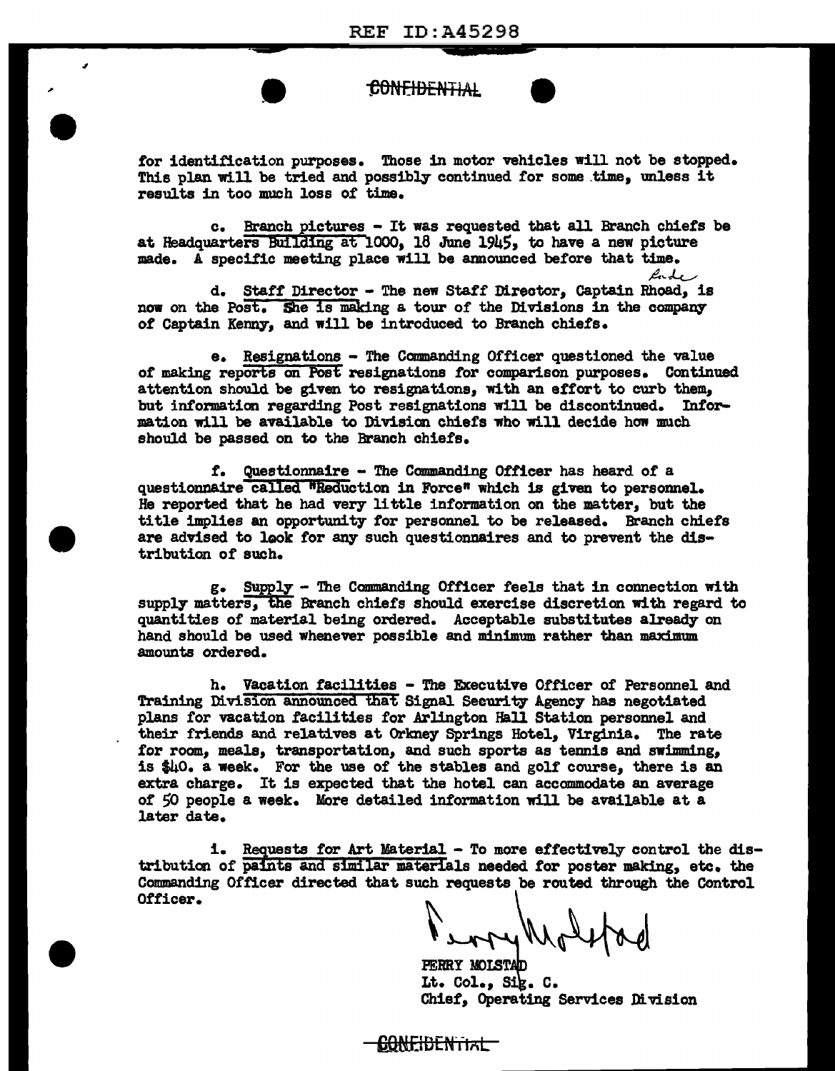CONFIDENTIAL

for identification purposes. Those in motor vehicles will not be stopped. This plan will be tried and possibly continued for some time, unless it results in too much loss of time.

c. Branch pictures - It was requested that all Branch chiefs be at Headquarters Building at 1000, 18 June 1945, to have a new picture made. A specific meeting place will be announced before that time.

d. Staff Director - The new Staff Director, Captain Rhoad, is now on the Post. She is making a tour of the Divisions in the company of Captain Kenny, and will be introduced to Branch chiefs.

e. Resignations - The Commanding Officer questioned the value of making reports on Post resignations for comparison purposes. Continued attention should be given to resignations, with an effort to curb them, but information regarding Post resignations will be discontinued. Information will be available to Division chiefs who will decide how much should be passed on to the Branch chiefs.

f. Questionnaire - The Commanding Officer has heard of a questionnaire called "Reduction in Force" which is given to personnel. He reported that he had very little information on the matter, but the title implies an opportunity for personnel to be released. Branch chiefs are advised to look for any such questionnaires and to prevent the distribution of such.

g. Supply - The Commanding Officer feels that in connection with supply matters, the Branch chiefs should exercise discretion with regard to quantities of material being ordered. Acceptable substitutes already on hand should be used whenever possible and minimum rather than maximum amounts ordered.

h. Vacation facilities - The Executive Officer of Personnel and Training Division announced that Signal Security Agency has negotiated plans for vacation facilities for Arlington Hall Station personnel and their friends and relatives at Orkney Springs Hotel, Virginia. The rate for room, meals, transportation, and such sports as tennis and swimming, is $40. a week. For the use of the stables and golf course, there is an extra charge. It is expected that the hotel can accommodate an average of 50 people a week. More detailed information will be available at a later date.

i. Requests for Art Material - To more effectively control the distribution of paints and similar materials needed for poster making, etc. the Commanding Officer directed that such requests be routed through the Control Officer.

Perry Molstad

PERRY MOLSTAD
Lt. Col., Sig. C.
Chief, Operating Services Division

CONFIDENTIAL